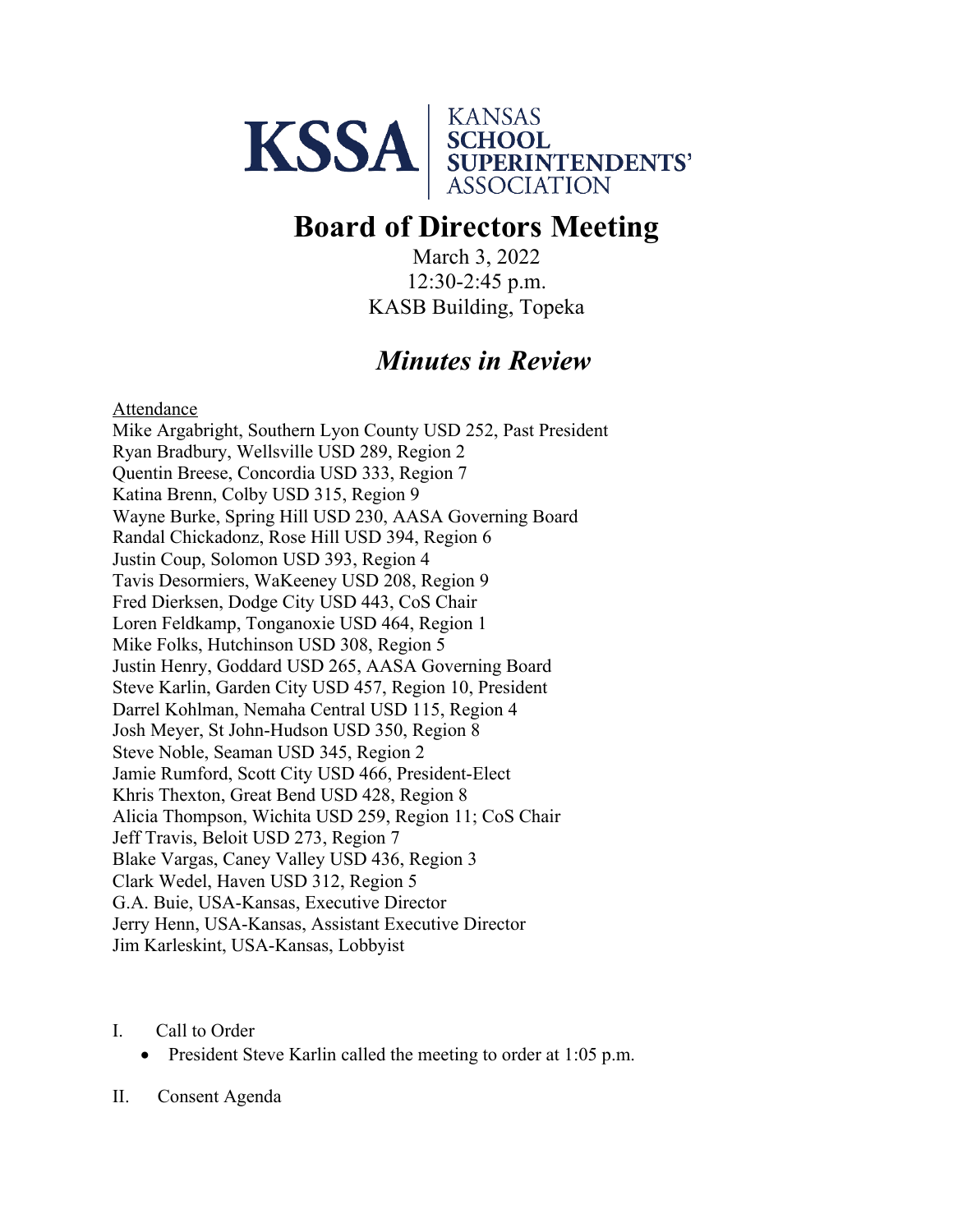KSSA | KANSAS SCHOOL SUPERINTENDENTS' ASSOCIATION

# Board of Directors Meeting

March 3, 2022
12:30-2:45 p.m.
KASB Building, Topeka

## *Minutes in Review*

Attendance

Mike Argabright, Southern Lyon County USD 252, Past President
Ryan Bradbury, Wellsville USD 289, Region 2
Quentin Breese, Concordia USD 333, Region 7
Katina Brenn, Colby USD 315, Region 9
Wayne Burke, Spring Hill USD 230, AASA Governing Board
Randal Chickadonz, Rose Hill USD 394, Region 6
Justin Coup, Solomon USD 393, Region 4
Tavis Desormiers, WaKeeney USD 208, Region 9
Fred Dierksen, Dodge City USD 443, CoS Chair
Loren Feldkamp, Tonganoxie USD 464, Region 1
Mike Folks, Hutchinson USD 308, Region 5
Justin Henry, Goddard USD 265, AASA Governing Board
Steve Karlin, Garden City USD 457, Region 10, President
Darrel Kohlman, Nemaha Central USD 115, Region 4
Josh Meyer, St John-Hudson USD 350, Region 8
Steve Noble, Seaman USD 345, Region 2
Jamie Rumford, Scott City USD 466, President-Elect
Khris Thexton, Great Bend USD 428, Region 8
Alicia Thompson, Wichita USD 259, Region 11; CoS Chair
Jeff Travis, Beloit USD 273, Region 7
Blake Vargas, Caney Valley USD 436, Region 3
Clark Wedel, Haven USD 312, Region 5
G.A. Buie, USA-Kansas, Executive Director
Jerry Henn, USA-Kansas, Assistant Executive Director
Jim Karleskint, USA-Kansas, Lobbyist

I. Call to Order
   - President Steve Karlin called the meeting to order at 1:05 p.m.

II. Consent Agenda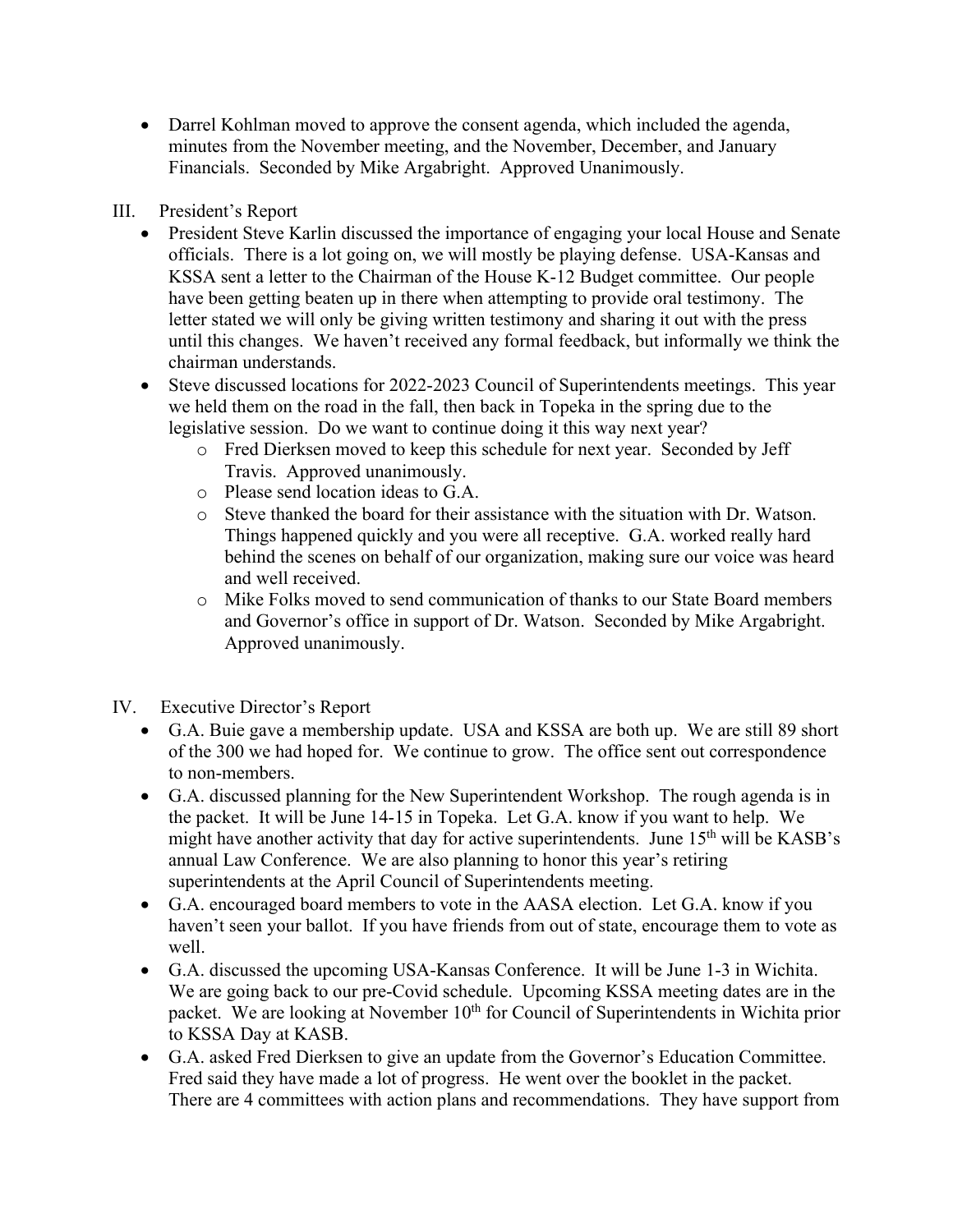- Darrel Kohlman moved to approve the consent agenda, which included the agenda, minutes from the November meeting, and the November, December, and January Financials. Seconded by Mike Argabright. Approved Unanimously.

III. President's Report

- President Steve Karlin discussed the importance of engaging your local House and Senate officials. There is a lot going on, we will mostly be playing defense. USA-Kansas and KSSA sent a letter to the Chairman of the House K-12 Budget committee. Our people have been getting beaten up in there when attempting to provide oral testimony. The letter stated we will only be giving written testimony and sharing it out with the press until this changes. We haven't received any formal feedback, but informally we think the chairman understands.
- Steve discussed locations for 2022-2023 Council of Superintendents meetings. This year we held them on the road in the fall, then back in Topeka in the spring due to the legislative session. Do we want to continue doing it this way next year?
    - Fred Dierksen moved to keep this schedule for next year. Seconded by Jeff Travis. Approved unanimously.
    - Please send location ideas to G.A.
    - Steve thanked the board for their assistance with the situation with Dr. Watson. Things happened quickly and you were all receptive. G.A. worked really hard behind the scenes on behalf of our organization, making sure our voice was heard and well received.
    - Mike Folks moved to send communication of thanks to our State Board members and Governor's office in support of Dr. Watson. Seconded by Mike Argabright. Approved unanimously.

IV. Executive Director's Report

- G.A. Buie gave a membership update. USA and KSSA are both up. We are still 89 short of the 300 we had hoped for. We continue to grow. The office sent out correspondence to non-members.
- G.A. discussed planning for the New Superintendent Workshop. The rough agenda is in the packet. It will be June 14-15 in Topeka. Let G.A. know if you want to help. We might have another activity that day for active superintendents. June 15th will be KASB's annual Law Conference. We are also planning to honor this year's retiring superintendents at the April Council of Superintendents meeting.
- G.A. encouraged board members to vote in the AASA election. Let G.A. know if you haven't seen your ballot. If you have friends from out of state, encourage them to vote as well.
- G.A. discussed the upcoming USA-Kansas Conference. It will be June 1-3 in Wichita. We are going back to our pre-Covid schedule. Upcoming KSSA meeting dates are in the packet. We are looking at November 10th for Council of Superintendents in Wichita prior to KSSA Day at KASB.
- G.A. asked Fred Dierksen to give an update from the Governor's Education Committee. Fred said they have made a lot of progress. He went over the booklet in the packet. There are 4 committees with action plans and recommendations. They have support from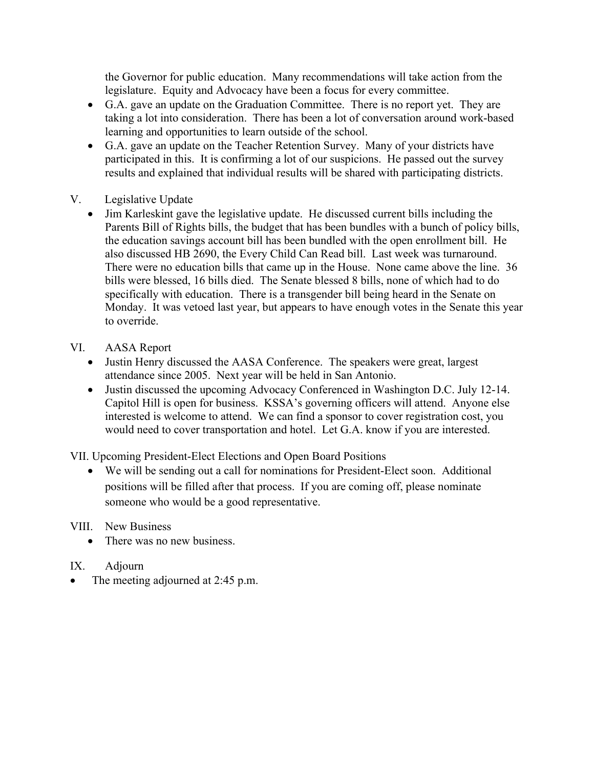the Governor for public education. Many recommendations will take action from the legislature. Equity and Advocacy have been a focus for every committee.

- G.A. gave an update on the Graduation Committee. There is no report yet. They are taking a lot into consideration. There has been a lot of conversation around work-based learning and opportunities to learn outside of the school.
- G.A. gave an update on the Teacher Retention Survey. Many of your districts have participated in this. It is confirming a lot of our suspicions. He passed out the survey results and explained that individual results will be shared with participating districts.

V. Legislative Update

- Jim Karleskint gave the legislative update. He discussed current bills including the Parents Bill of Rights bills, the budget that has been bundles with a bunch of policy bills, the education savings account bill has been bundled with the open enrollment bill. He also discussed HB 2690, the Every Child Can Read bill. Last week was turnaround. There were no education bills that came up in the House. None came above the line. 36 bills were blessed, 16 bills died. The Senate blessed 8 bills, none of which had to do specifically with education. There is a transgender bill being heard in the Senate on Monday. It was vetoed last year, but appears to have enough votes in the Senate this year to override.

VI. AASA Report

- Justin Henry discussed the AASA Conference. The speakers were great, largest attendance since 2005. Next year will be held in San Antonio.
- Justin discussed the upcoming Advocacy Conferenced in Washington D.C. July 12-14. Capitol Hill is open for business. KSSA's governing officers will attend. Anyone else interested is welcome to attend. We can find a sponsor to cover registration cost, you would need to cover transportation and hotel. Let G.A. know if you are interested.

VII. Upcoming President-Elect Elections and Open Board Positions

- We will be sending out a call for nominations for President-Elect soon. Additional positions will be filled after that process. If you are coming off, please nominate someone who would be a good representative.

VIII. New Business

- There was no new business.

IX. Adjourn

- The meeting adjourned at 2:45 p.m.